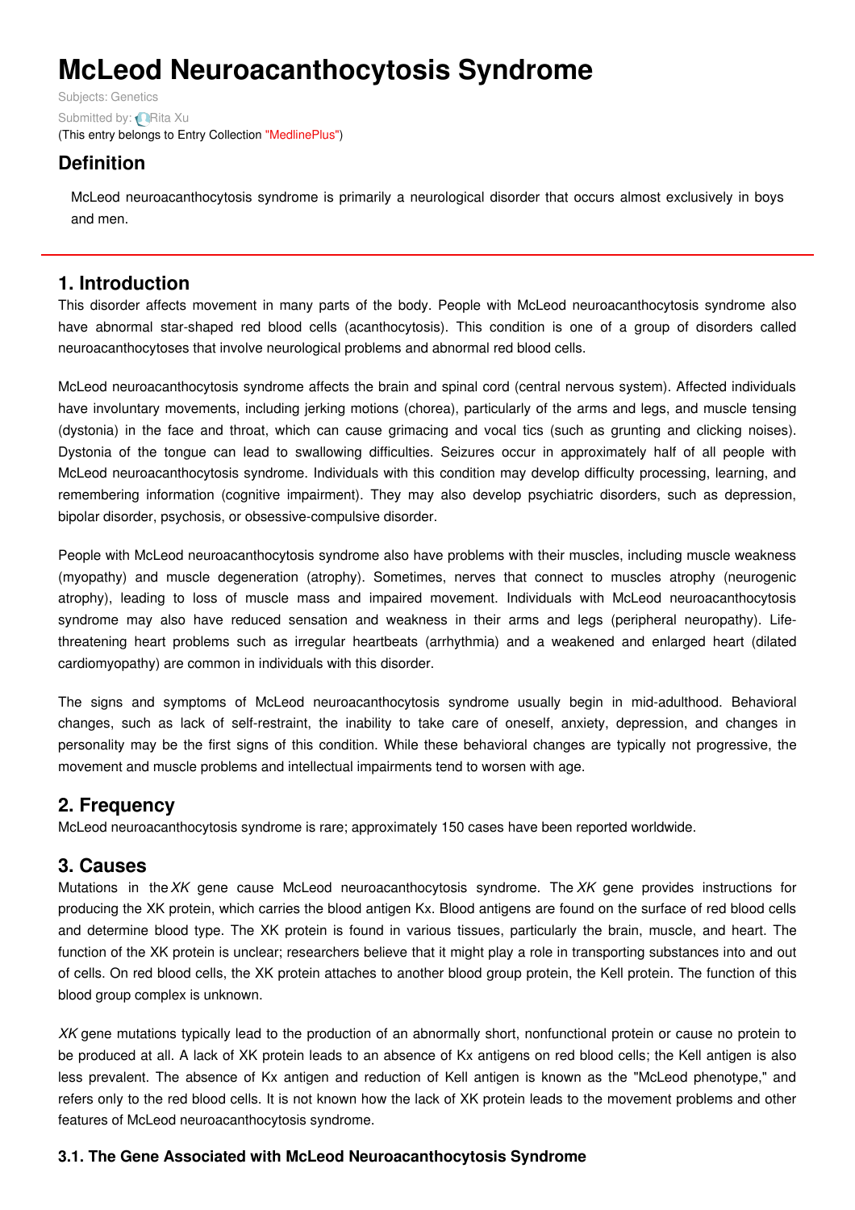# McLeod Neuroacanthocytosis Syndrome

Subjects: Genetics

Submitted by: Rita Xu

(This entry belongs to Entry Collection "MedlinePlus")

## Definition

McLeod neuroacanthocytosis syndrome is primarily a neurological disorder that occurs almost exclusively in boys and men.

## 1. Introduction

This disorder affects movement in many parts of the body. People with McLeod neuroacanthocytosis syndrome also have abnormal star-shaped red blood cells (acanthocytosis). This condition is one of a group of disorders called neuroacanthocytoses that involve neurological problems and abnormal red blood cells.

McLeod neuroacanthocytosis syndrome affects the brain and spinal cord (central nervous system). Affected individuals have involuntary movements, including jerking motions (chorea), particularly of the arms and legs, and muscle tensing (dystonia) in the face and throat, which can cause grimacing and vocal tics (such as grunting and clicking noises). Dystonia of the tongue can lead to swallowing difficulties. Seizures occur in approximately half of all people with McLeod neuroacanthocytosis syndrome. Individuals with this condition may develop difficulty processing, learning, and remembering information (cognitive impairment). They may also develop psychiatric disorders, such as depression, bipolar disorder, psychosis, or obsessive-compulsive disorder.

People with McLeod neuroacanthocytosis syndrome also have problems with their muscles, including muscle weakness (myopathy) and muscle degeneration (atrophy). Sometimes, nerves that connect to muscles atrophy (neurogenic atrophy), leading to loss of muscle mass and impaired movement. Individuals with McLeod neuroacanthocytosis syndrome may also have reduced sensation and weakness in their arms and legs (peripheral neuropathy). Life-threatening heart problems such as irregular heartbeats (arrhythmia) and a weakened and enlarged heart (dilated cardiomyopathy) are common in individuals with this disorder.

The signs and symptoms of McLeod neuroacanthocytosis syndrome usually begin in mid-adulthood. Behavioral changes, such as lack of self-restraint, the inability to take care of oneself, anxiety, depression, and changes in personality may be the first signs of this condition. While these behavioral changes are typically not progressive, the movement and muscle problems and intellectual impairments tend to worsen with age.

## 2. Frequency

McLeod neuroacanthocytosis syndrome is rare; approximately 150 cases have been reported worldwide.

## 3. Causes

Mutations in the *XK* gene cause McLeod neuroacanthocytosis syndrome. The *XK* gene provides instructions for producing the XK protein, which carries the blood antigen Kx. Blood antigens are found on the surface of red blood cells and determine blood type. The XK protein is found in various tissues, particularly the brain, muscle, and heart. The function of the XK protein is unclear; researchers believe that it might play a role in transporting substances into and out of cells. On red blood cells, the XK protein attaches to another blood group protein, the Kell protein. The function of this blood group complex is unknown.

*XK* gene mutations typically lead to the production of an abnormally short, nonfunctional protein or cause no protein to be produced at all. A lack of XK protein leads to an absence of Kx antigens on red blood cells; the Kell antigen is also less prevalent. The absence of Kx antigen and reduction of Kell antigen is known as the "McLeod phenotype," and refers only to the red blood cells. It is not known how the lack of XK protein leads to the movement problems and other features of McLeod neuroacanthocytosis syndrome.

### 3.1. The Gene Associated with McLeod Neuroacanthocytosis Syndrome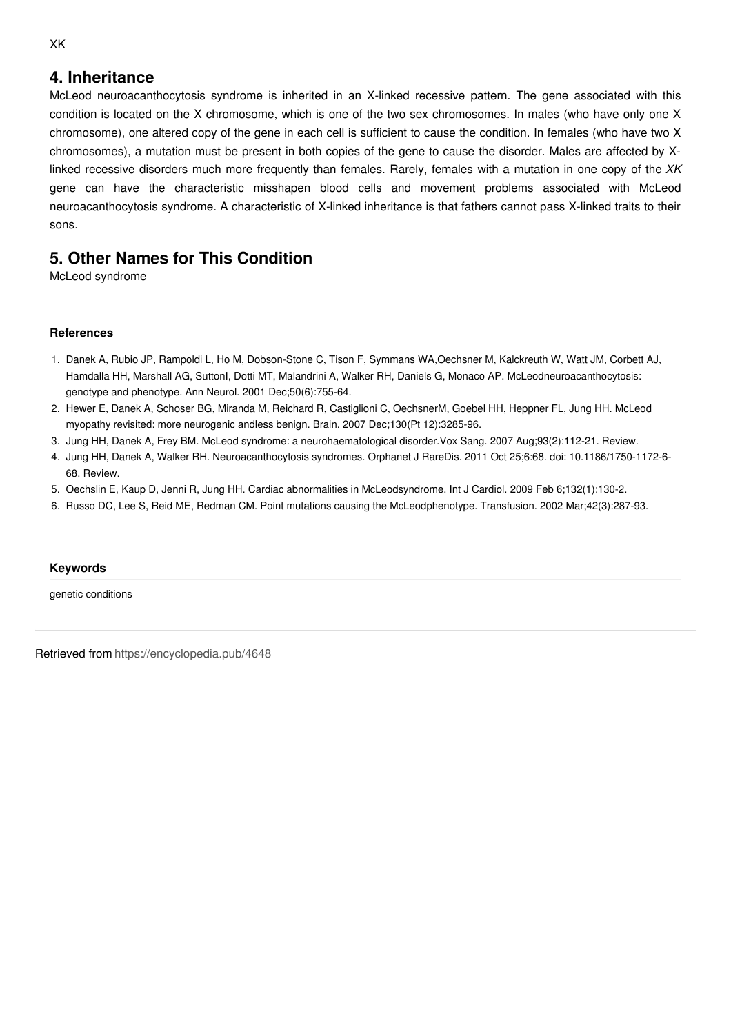## 4. Inheritance

McLeod neuroacanthocytosis syndrome is inherited in an X-linked recessive pattern. The gene associated with this condition is located on the X chromosome, which is one of the two sex chromosomes. In males (who have only one X chromosome), one altered copy of the gene in each cell is sufficient to cause the condition. In females (who have two X chromosomes), a mutation must be present in both copies of the gene to cause the disorder. Males are affected by X-linked recessive disorders much more frequently than females. Rarely, females with a mutation in one copy of the *XK* gene can have the characteristic misshapen blood cells and movement problems associated with McLeod neuroacanthocytosis syndrome. A characteristic of X-linked inheritance is that fathers cannot pass X-linked traits to their sons.

## 5. Other Names for This Condition

McLeod syndrome

#### References

1. Danek A, Rubio JP, Rampoldi L, Ho M, Dobson-Stone C, Tison F, Symmans WA,Oechsner M, Kalckreuth W, Watt JM, Corbett AJ, Hamdalla HH, Marshall AG, SuttonI, Dotti MT, Malandrini A, Walker RH, Daniels G, Monaco AP. McLeodneuroacanthocytosis: genotype and phenotype. Ann Neurol. 2001 Dec;50(6):755-64.
2. Hewer E, Danek A, Schoser BG, Miranda M, Reichard R, Castiglioni C, OechsnerM, Goebel HH, Heppner FL, Jung HH. McLeod myopathy revisited: more neurogenic andless benign. Brain. 2007 Dec;130(Pt 12):3285-96.
3. Jung HH, Danek A, Frey BM. McLeod syndrome: a neurohaematological disorder.Vox Sang. 2007 Aug;93(2):112-21. Review.
4. Jung HH, Danek A, Walker RH. Neuroacanthocytosis syndromes. Orphanet J RareDis. 2011 Oct 25;6:68. doi: 10.1186/1750-1172-6-68. Review.
5. Oechslin E, Kaup D, Jenni R, Jung HH. Cardiac abnormalities in McLeodsyndrome. Int J Cardiol. 2009 Feb 6;132(1):130-2.
6. Russo DC, Lee S, Reid ME, Redman CM. Point mutations causing the McLeodphenotype. Transfusion. 2002 Mar;42(3):287-93.

#### Keywords

genetic conditions

Retrieved from https://encyclopedia.pub/4648